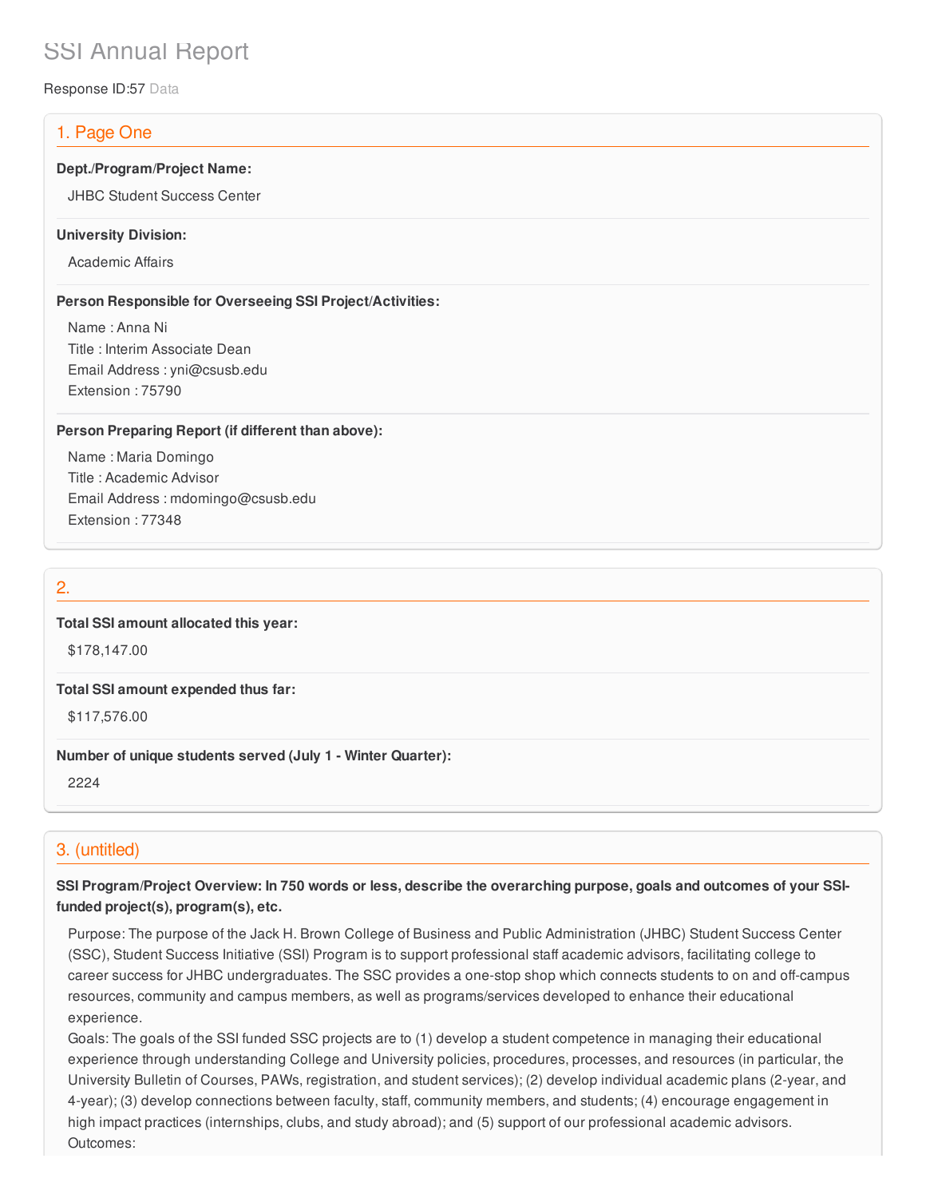# SSI Annual Report

Response ID:57 Data

## 1. Page One

**Dept./Program/Project Name:**

JHBC Student Success Center

**University Division:**

Academic Affairs

**Person Responsible for Overseeing SSI Project/Activities:**

Name : Anna Ni
Title : Interim Associate Dean
Email Address : yni@csusb.edu
Extension : 75790

**Person Preparing Report (if different than above):**

Name : Maria Domingo
Title : Academic Advisor
Email Address : mdomingo@csusb.edu
Extension : 77348

## 2.

**Total SSI amount allocated this year:**

$178,147.00

**Total SSI amount expended thus far:**

$117,576.00

**Number of unique students served (July 1 - Winter Quarter):**

2224

## 3. (untitled)

**SSI Program/Project Overview: In 750 words or less, describe the overarching purpose, goals and outcomes of your SSI-funded project(s), program(s), etc.**

Purpose: The purpose of the Jack H. Brown College of Business and Public Administration (JHBC) Student Success Center (SSC), Student Success Initiative (SSI) Program is to support professional staff academic advisors, facilitating college to career success for JHBC undergraduates. The SSC provides a one-stop shop which connects students to on and off-campus resources, community and campus members, as well as programs/services developed to enhance their educational experience.

Goals: The goals of the SSI funded SSC projects are to (1) develop a student competence in managing their educational experience through understanding College and University policies, procedures, processes, and resources (in particular, the University Bulletin of Courses, PAWs, registration, and student services); (2) develop individual academic plans (2-year, and 4-year); (3) develop connections between faculty, staff, community members, and students; (4) encourage engagement in high impact practices (internships, clubs, and study abroad); and (5) support of our professional academic advisors.

Outcomes: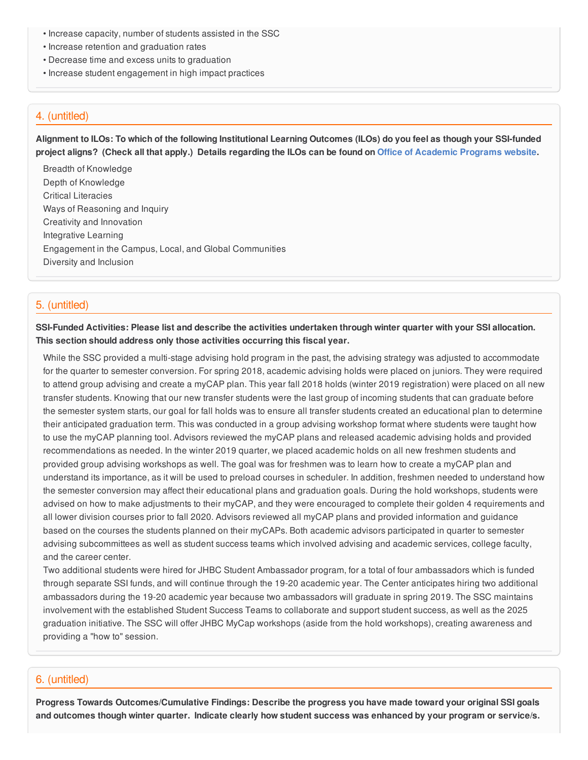- Increase capacity, number of students assisted in the SSC
- Increase retention and graduation rates
- Decrease time and excess units to graduation
- Increase student engagement in high impact practices

## 4. (untitled)

**Alignment to ILOs: To which of the following Institutional Learning Outcomes (ILOs) do you feel as though your SSI-funded project aligns? (Check all that apply.) Details regarding the ILOs can be found on Office of Academic Programs website.**

Breadth of Knowledge
Depth of Knowledge
Critical Literacies
Ways of Reasoning and Inquiry
Creativity and Innovation
Integrative Learning
Engagement in the Campus, Local, and Global Communities
Diversity and Inclusion

## 5. (untitled)

**SSI-Funded Activities: Please list and describe the activities undertaken through winter quarter with your SSI allocation. This section should address only those activities occurring this fiscal year.**

While the SSC provided a multi-stage advising hold program in the past, the advising strategy was adjusted to accommodate for the quarter to semester conversion. For spring 2018, academic advising holds were placed on juniors. They were required to attend group advising and create a myCAP plan. This year fall 2018 holds (winter 2019 registration) were placed on all new transfer students. Knowing that our new transfer students were the last group of incoming students that can graduate before the semester system starts, our goal for fall holds was to ensure all transfer students created an educational plan to determine their anticipated graduation term. This was conducted in a group advising workshop format where students were taught how to use the myCAP planning tool. Advisors reviewed the myCAP plans and released academic advising holds and provided recommendations as needed. In the winter 2019 quarter, we placed academic holds on all new freshmen students and provided group advising workshops as well. The goal was for freshmen was to learn how to create a myCAP plan and understand its importance, as it will be used to preload courses in scheduler. In addition, freshmen needed to understand how the semester conversion may affect their educational plans and graduation goals. During the hold workshops, students were advised on how to make adjustments to their myCAP, and they were encouraged to complete their golden 4 requirements and all lower division courses prior to fall 2020. Advisors reviewed all myCAP plans and provided information and guidance based on the courses the students planned on their myCAPs. Both academic advisors participated in quarter to semester advising subcommittees as well as student success teams which involved advising and academic services, college faculty, and the career center.

Two additional students were hired for JHBC Student Ambassador program, for a total of four ambassadors which is funded through separate SSI funds, and will continue through the 19-20 academic year. The Center anticipates hiring two additional ambassadors during the 19-20 academic year because two ambassadors will graduate in spring 2019. The SSC maintains involvement with the established Student Success Teams to collaborate and support student success, as well as the 2025 graduation initiative. The SSC will offer JHBC MyCap workshops (aside from the hold workshops), creating awareness and providing a "how to" session.

## 6. (untitled)

**Progress Towards Outcomes/Cumulative Findings: Describe the progress you have made toward your original SSI goals and outcomes though winter quarter. Indicate clearly how student success was enhanced by your program or service/s.**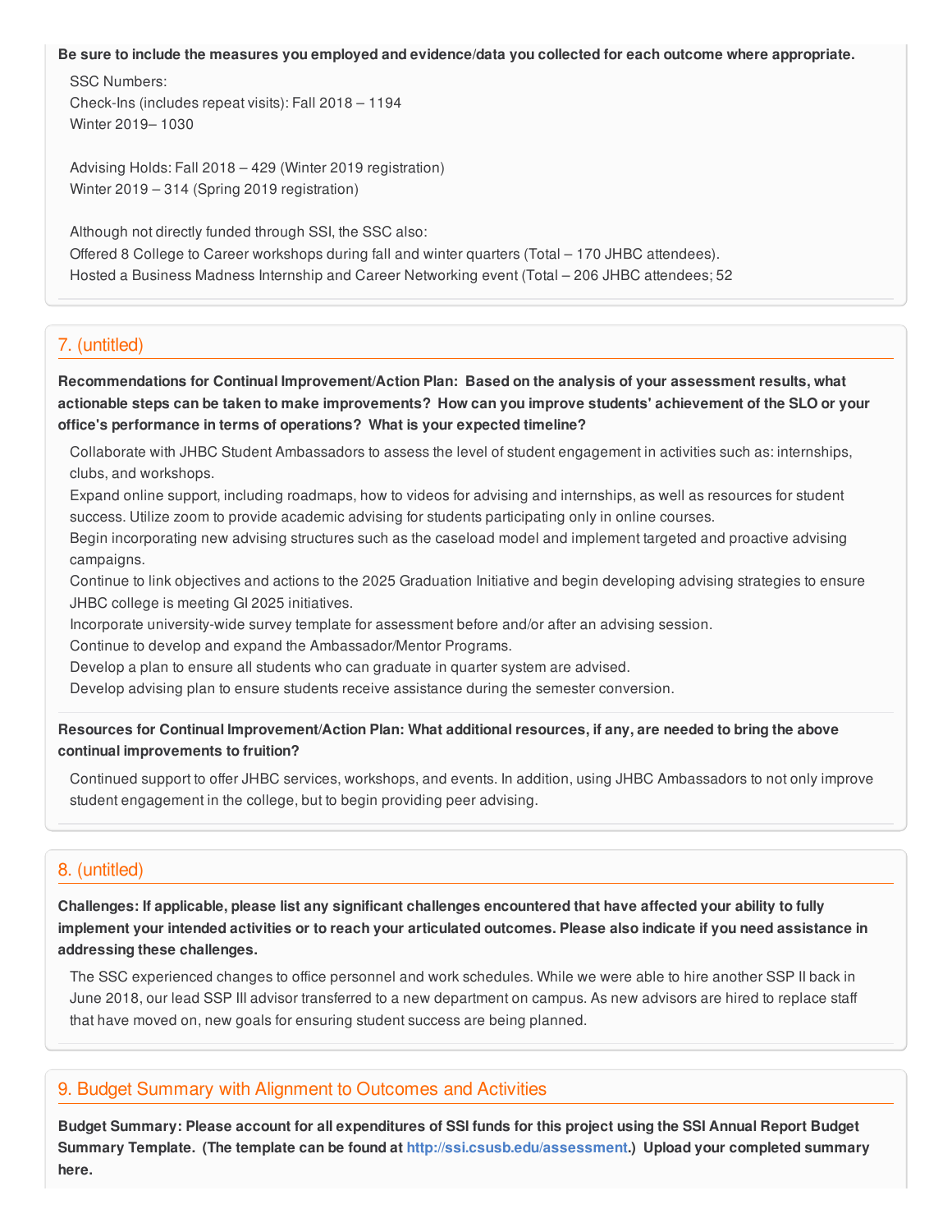**Be sure to include the measures you employed and evidence/data you collected for each outcome where appropriate.**

SSC Numbers:
Check-Ins (includes repeat visits): Fall 2018 – 1194
Winter 2019– 1030

Advising Holds: Fall 2018 – 429 (Winter 2019 registration)
Winter 2019 – 314 (Spring 2019 registration)

Although not directly funded through SSI, the SSC also:
Offered 8 College to Career workshops during fall and winter quarters (Total – 170 JHBC attendees).
Hosted a Business Madness Internship and Career Networking event (Total – 206 JHBC attendees; 52

## 7. (untitled)

**Recommendations for Continual Improvement/Action Plan: Based on the analysis of your assessment results, what actionable steps can be taken to make improvements? How can you improve students' achievement of the SLO or your office's performance in terms of operations? What is your expected timeline?**

Collaborate with JHBC Student Ambassadors to assess the level of student engagement in activities such as: internships, clubs, and workshops.
Expand online support, including roadmaps, how to videos for advising and internships, as well as resources for student success. Utilize zoom to provide academic advising for students participating only in online courses.
Begin incorporating new advising structures such as the caseload model and implement targeted and proactive advising campaigns.
Continue to link objectives and actions to the 2025 Graduation Initiative and begin developing advising strategies to ensure JHBC college is meeting GI 2025 initiatives.
Incorporate university-wide survey template for assessment before and/or after an advising session.
Continue to develop and expand the Ambassador/Mentor Programs.
Develop a plan to ensure all students who can graduate in quarter system are advised.
Develop advising plan to ensure students receive assistance during the semester conversion.

**Resources for Continual Improvement/Action Plan: What additional resources, if any, are needed to bring the above continual improvements to fruition?**

Continued support to offer JHBC services, workshops, and events. In addition, using JHBC Ambassadors to not only improve student engagement in the college, but to begin providing peer advising.

## 8. (untitled)

**Challenges: If applicable, please list any significant challenges encountered that have affected your ability to fully implement your intended activities or to reach your articulated outcomes. Please also indicate if you need assistance in addressing these challenges.**

The SSC experienced changes to office personnel and work schedules. While we were able to hire another SSP II back in June 2018, our lead SSP III advisor transferred to a new department on campus. As new advisors are hired to replace staff that have moved on, new goals for ensuring student success are being planned.

## 9. Budget Summary with Alignment to Outcomes and Activities

**Budget Summary: Please account for all expenditures of SSI funds for this project using the SSI Annual Report Budget Summary Template. (The template can be found at http://ssi.csusb.edu/assessment.) Upload your completed summary here.**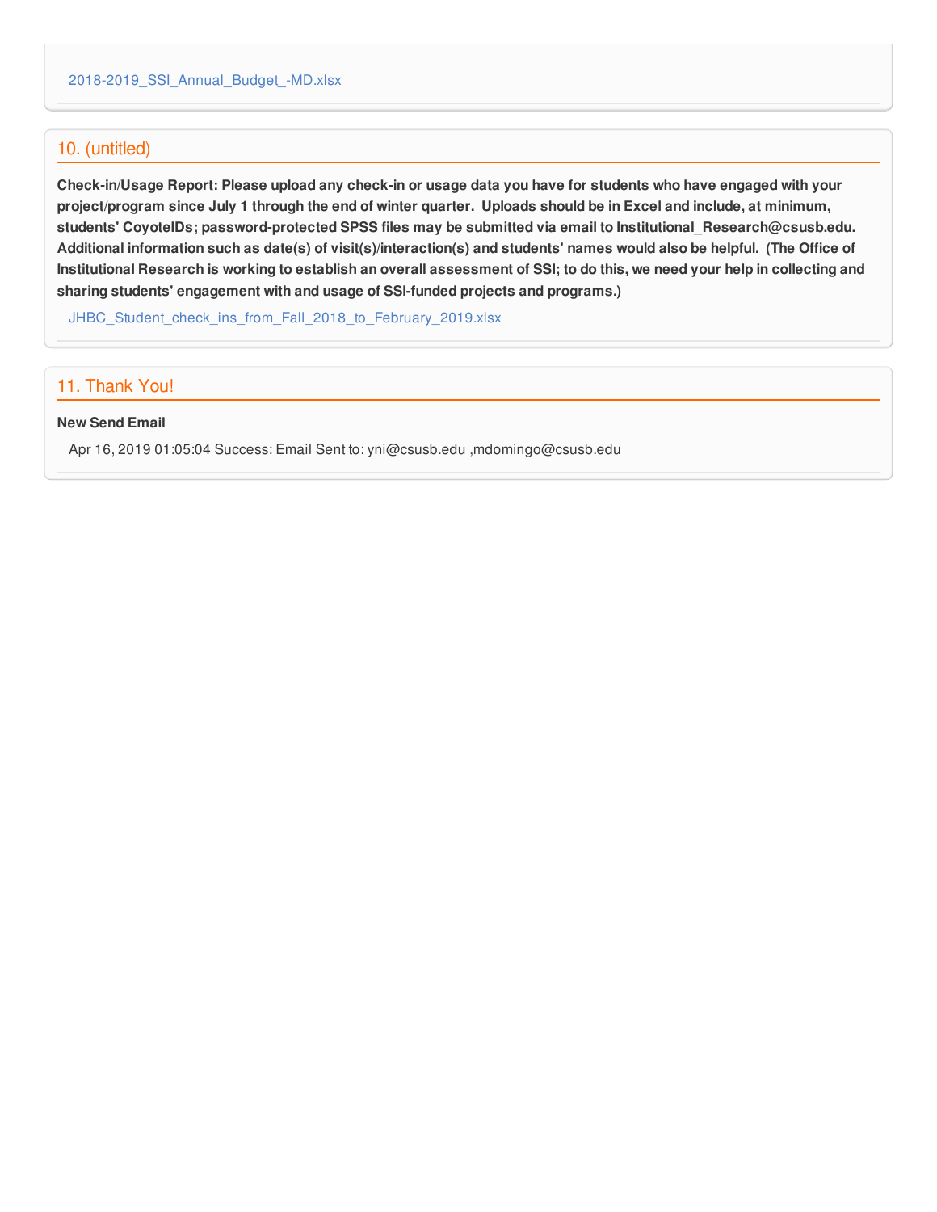2018-2019_SSI_Annual_Budget_-MD.xlsx

## 10. (untitled)

**Check-in/Usage Report: Please upload any check-in or usage data you have for students who have engaged with your project/program since July 1 through the end of winter quarter. Uploads should be in Excel and include, at minimum, students' CoyoteIDs; password-protected SPSS files may be submitted via email to Institutional_Research@csusb.edu. Additional information such as date(s) of visit(s)/interaction(s) and students' names would also be helpful. (The Office of Institutional Research is working to establish an overall assessment of SSI; to do this, we need your help in collecting and sharing students' engagement with and usage of SSI-funded projects and programs.)**

JHBC_Student_check_ins_from_Fall_2018_to_February_2019.xlsx

## 11. Thank You!

**New Send Email**

Apr 16, 2019 01:05:04 Success: Email Sent to: yni@csusb.edu ,mdomingo@csusb.edu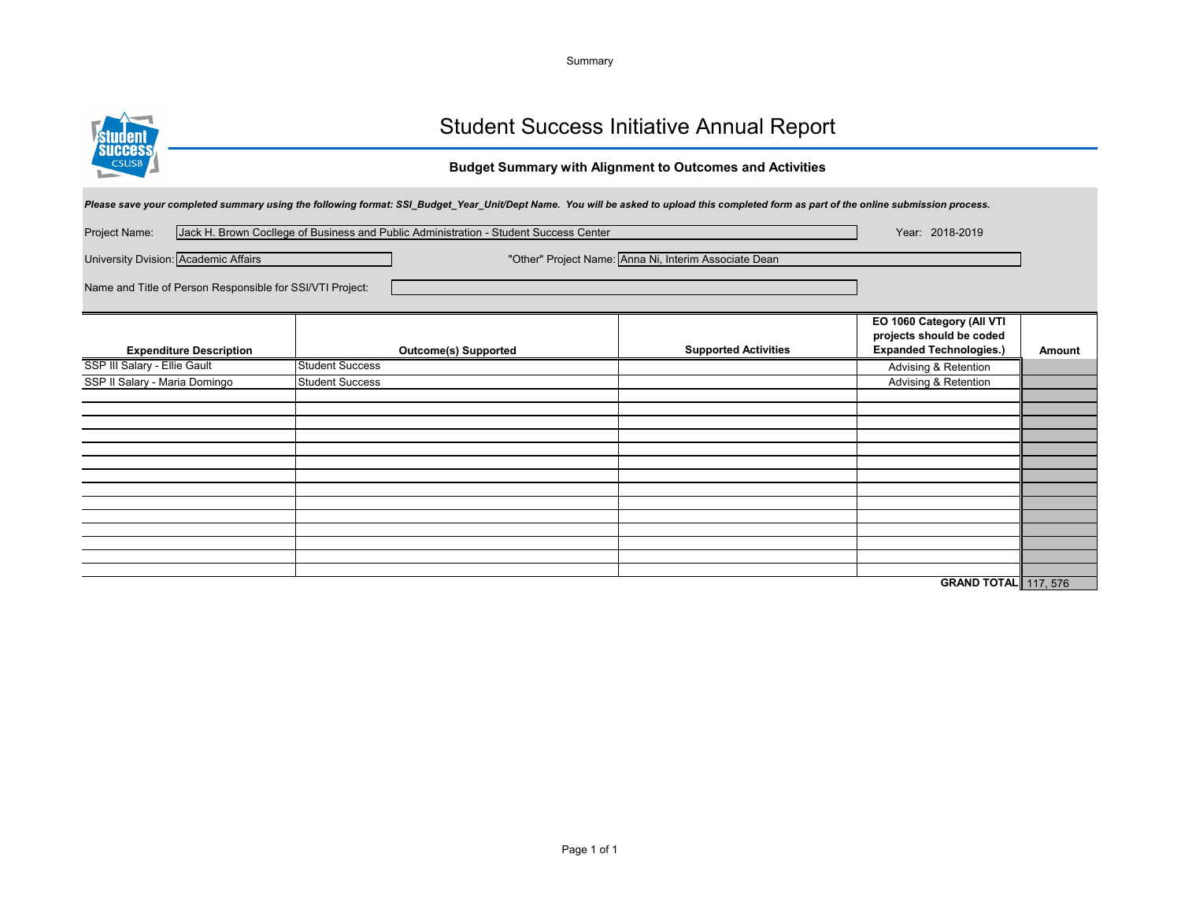# Student Success Initiative Annual Report

## Budget Summary with Alignment to Outcomes and Activities

***Please save your completed summary using the following format: SSI_Budget_Year_Unit/Dept Name. You will be asked to upload this completed form as part of the online submission process.***

Project Name: Jack H. Brown Cocllege of Business and Public Administration - Student Success Center

Year: 2018-2019

University Dvision: Academic Affairs

"Other" Project Name: Anna Ni, Interim Associate Dean

Name and Title of Person Responsible for SSI/VTI Project:

| Expenditure Description | Outcome(s) Supported | Supported Activities | EO 1060 Category (All VTI projects should be coded Expanded Technologies.) | Amount |
|---|---|---|---|---|
| SSP III Salary - Ellie Gault | Student Success | | Advising & Retention | |
| SSP II Salary - Maria Domingo | Student Success | | Advising & Retention | |
| | | | | |
| | | | | |
| | | | | |
| | | | | |
| | | | | |
| | | | | |
| | | | | |
| | | | | |
| | | | | |
| | | | | |
| | | | | |
| | | | | |
| | | | | |
| | | | | |
| | | | **GRAND TOTAL** | 117, 576 |